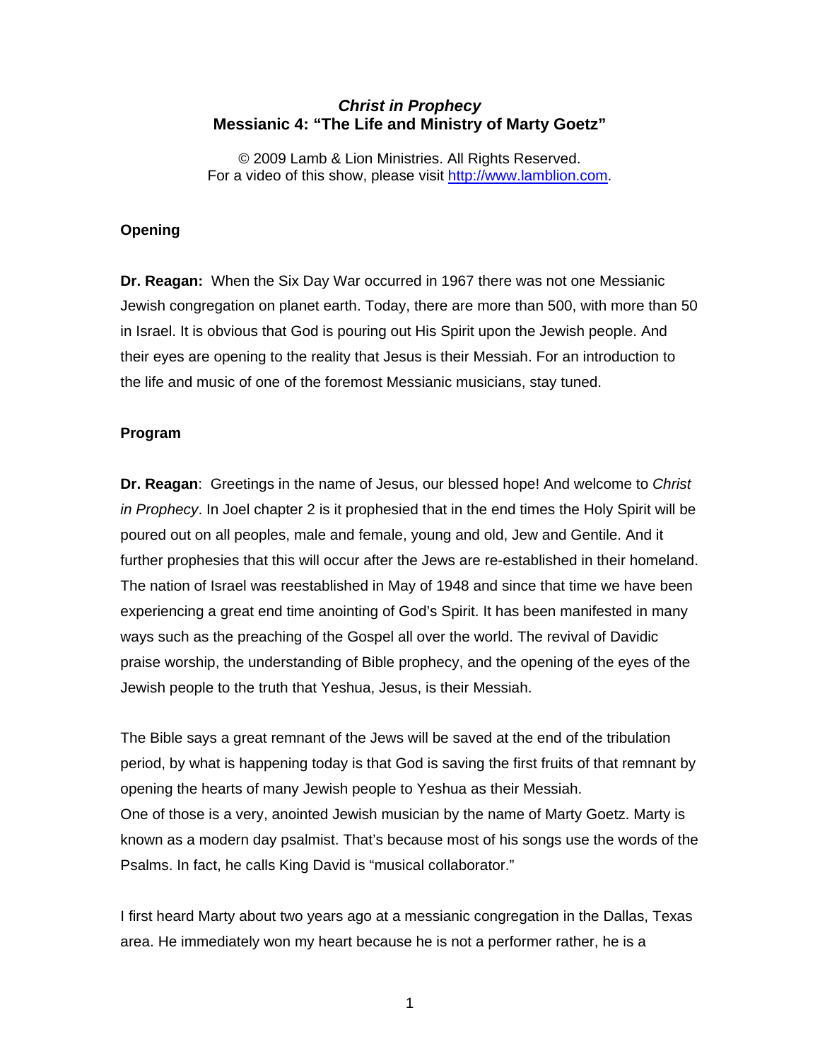## *Christ in Prophecy*
## Messianic 4: "The Life and Ministry of Marty Goetz"

© 2009 Lamb & Lion Ministries. All Rights Reserved.
For a video of this show, please visit http://www.lamblion.com.

**Opening**

**Dr. Reagan:** When the Six Day War occurred in 1967 there was not one Messianic Jewish congregation on planet earth. Today, there are more than 500, with more than 50 in Israel. It is obvious that God is pouring out His Spirit upon the Jewish people. And their eyes are opening to the reality that Jesus is their Messiah. For an introduction to the life and music of one of the foremost Messianic musicians, stay tuned.

**Program**

**Dr. Reagan**: Greetings in the name of Jesus, our blessed hope! And welcome to *Christ in Prophecy*. In Joel chapter 2 is it prophesied that in the end times the Holy Spirit will be poured out on all peoples, male and female, young and old, Jew and Gentile. And it further prophesies that this will occur after the Jews are re-established in their homeland. The nation of Israel was reestablished in May of 1948 and since that time we have been experiencing a great end time anointing of God's Spirit. It has been manifested in many ways such as the preaching of the Gospel all over the world. The revival of Davidic praise worship, the understanding of Bible prophecy, and the opening of the eyes of the Jewish people to the truth that Yeshua, Jesus, is their Messiah.

The Bible says a great remnant of the Jews will be saved at the end of the tribulation period, by what is happening today is that God is saving the first fruits of that remnant by opening the hearts of many Jewish people to Yeshua as their Messiah.
One of those is a very, anointed Jewish musician by the name of Marty Goetz. Marty is known as a modern day psalmist. That's because most of his songs use the words of the Psalms. In fact, he calls King David is "musical collaborator."

I first heard Marty about two years ago at a messianic congregation in the Dallas, Texas area. He immediately won my heart because he is not a performer rather, he is a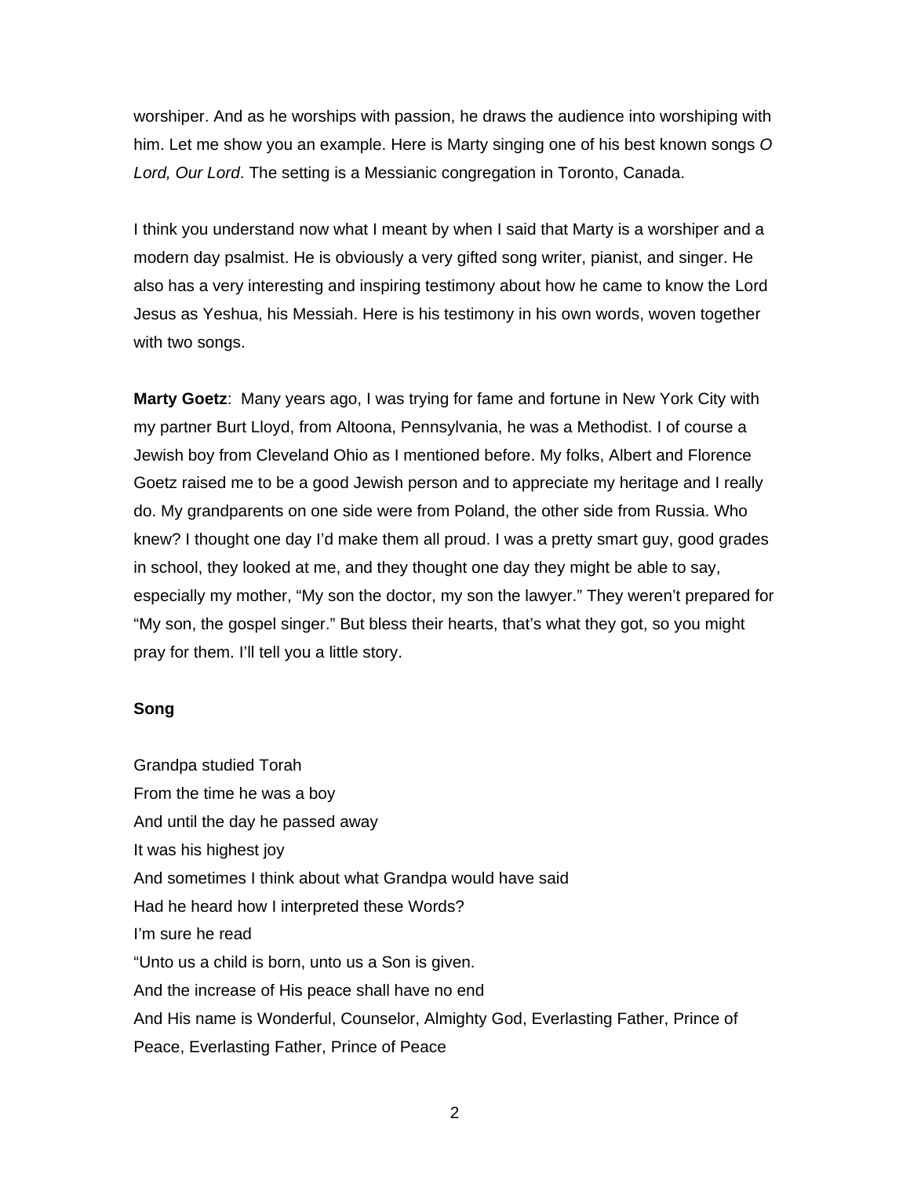worshiper. And as he worships with passion, he draws the audience into worshiping with him. Let me show you an example. Here is Marty singing one of his best known songs *O Lord, Our Lord*. The setting is a Messianic congregation in Toronto, Canada.

I think you understand now what I meant by when I said that Marty is a worshiper and a modern day psalmist. He is obviously a very gifted song writer, pianist, and singer. He also has a very interesting and inspiring testimony about how he came to know the Lord Jesus as Yeshua, his Messiah. Here is his testimony in his own words, woven together with two songs.

**Marty Goetz**: Many years ago, I was trying for fame and fortune in New York City with my partner Burt Lloyd, from Altoona, Pennsylvania, he was a Methodist. I of course a Jewish boy from Cleveland Ohio as I mentioned before. My folks, Albert and Florence Goetz raised me to be a good Jewish person and to appreciate my heritage and I really do. My grandparents on one side were from Poland, the other side from Russia. Who knew? I thought one day I'd make them all proud. I was a pretty smart guy, good grades in school, they looked at me, and they thought one day they might be able to say, especially my mother, "My son the doctor, my son the lawyer." They weren't prepared for "My son, the gospel singer." But bless their hearts, that's what they got, so you might pray for them. I'll tell you a little story.

**Song**

Grandpa studied Torah  
From the time he was a boy  
And until the day he passed away  
It was his highest joy  
And sometimes I think about what Grandpa would have said  
Had he heard how I interpreted these Words?  
I'm sure he read  
"Unto us a child is born, unto us a Son is given.  
And the increase of His peace shall have no end  
And His name is Wonderful, Counselor, Almighty God, Everlasting Father, Prince of Peace, Everlasting Father, Prince of Peace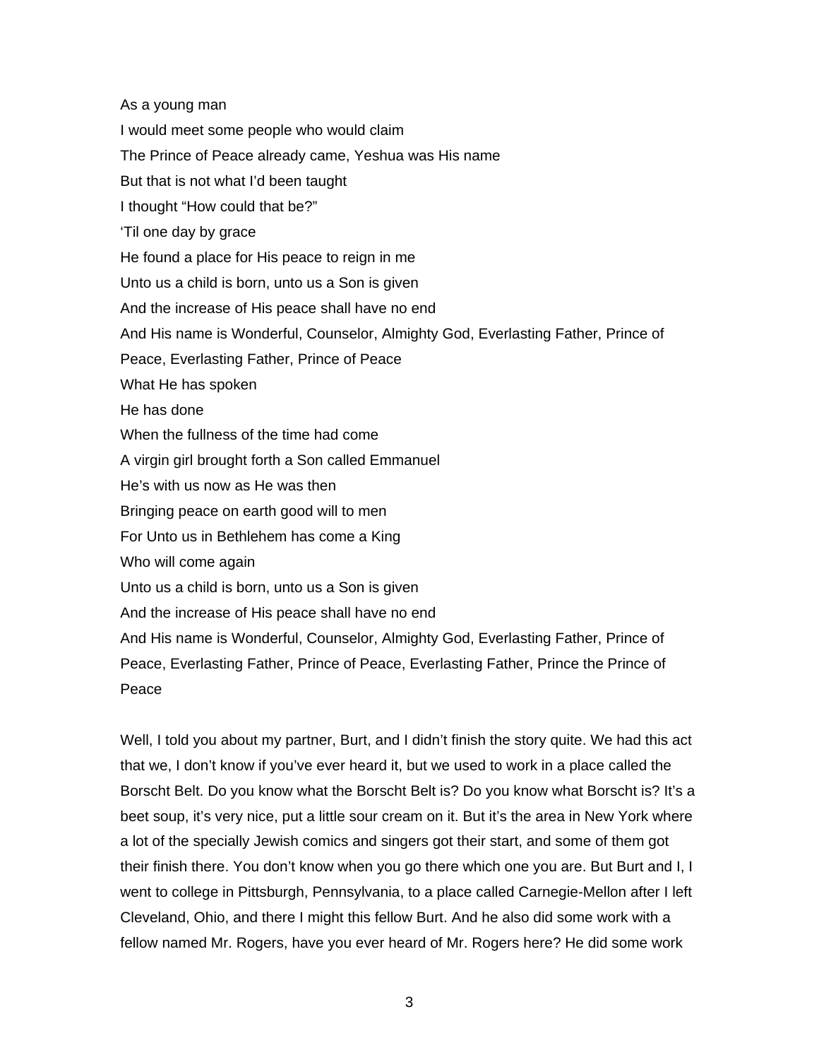As a young man

I would meet some people who would claim

The Prince of Peace already came, Yeshua was His name

But that is not what I'd been taught

I thought "How could that be?"

'Til one day by grace

He found a place for His peace to reign in me

Unto us a child is born, unto us a Son is given

And the increase of His peace shall have no end

And His name is Wonderful, Counselor, Almighty God, Everlasting Father, Prince of Peace, Everlasting Father, Prince of Peace

What He has spoken

He has done

When the fullness of the time had come

A virgin girl brought forth a Son called Emmanuel

He's with us now as He was then

Bringing peace on earth good will to men

For Unto us in Bethlehem has come a King

Who will come again

Unto us a child is born, unto us a Son is given

And the increase of His peace shall have no end

And His name is Wonderful, Counselor, Almighty God, Everlasting Father, Prince of Peace, Everlasting Father, Prince of Peace, Everlasting Father, Prince the Prince of Peace

Well, I told you about my partner, Burt, and I didn't finish the story quite. We had this act that we, I don't know if you've ever heard it, but we used to work in a place called the Borscht Belt. Do you know what the Borscht Belt is? Do you know what Borscht is? It's a beet soup, it's very nice, put a little sour cream on it. But it's the area in New York where a lot of the specially Jewish comics and singers got their start, and some of them got their finish there. You don't know when you go there which one you are. But Burt and I, I went to college in Pittsburgh, Pennsylvania, to a place called Carnegie-Mellon after I left Cleveland, Ohio, and there I might this fellow Burt. And he also did some work with a fellow named Mr. Rogers, have you ever heard of Mr. Rogers here? He did some work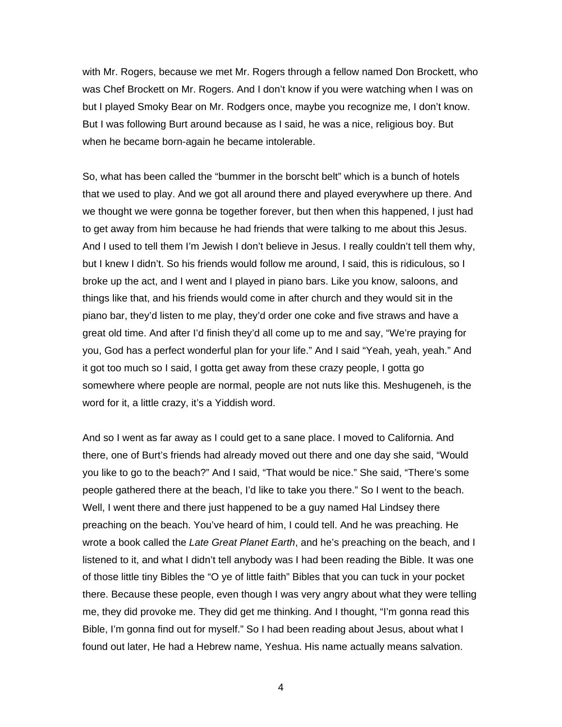with Mr. Rogers, because we met Mr. Rogers through a fellow named Don Brockett, who was Chef Brockett on Mr. Rogers. And I don't know if you were watching when I was on but I played Smoky Bear on Mr. Rodgers once, maybe you recognize me, I don't know. But I was following Burt around because as I said, he was a nice, religious boy. But when he became born-again he became intolerable.

So, what has been called the "bummer in the borscht belt" which is a bunch of hotels that we used to play. And we got all around there and played everywhere up there. And we thought we were gonna be together forever, but then when this happened, I just had to get away from him because he had friends that were talking to me about this Jesus. And I used to tell them I'm Jewish I don't believe in Jesus. I really couldn't tell them why, but I knew I didn't. So his friends would follow me around, I said, this is ridiculous, so I broke up the act, and I went and I played in piano bars. Like you know, saloons, and things like that, and his friends would come in after church and they would sit in the piano bar, they'd listen to me play, they'd order one coke and five straws and have a great old time. And after I'd finish they'd all come up to me and say, "We're praying for you, God has a perfect wonderful plan for your life." And I said "Yeah, yeah, yeah." And it got too much so I said, I gotta get away from these crazy people, I gotta go somewhere where people are normal, people are not nuts like this. Meshugeneh, is the word for it, a little crazy, it's a Yiddish word.

And so I went as far away as I could get to a sane place. I moved to California. And there, one of Burt's friends had already moved out there and one day she said, "Would you like to go to the beach?" And I said, "That would be nice." She said, "There's some people gathered there at the beach, I'd like to take you there." So I went to the beach. Well, I went there and there just happened to be a guy named Hal Lindsey there preaching on the beach. You've heard of him, I could tell. And he was preaching. He wrote a book called the *Late Great Planet Earth*, and he's preaching on the beach, and I listened to it, and what I didn't tell anybody was I had been reading the Bible. It was one of those little tiny Bibles the "O ye of little faith" Bibles that you can tuck in your pocket there. Because these people, even though I was very angry about what they were telling me, they did provoke me. They did get me thinking. And I thought, "I'm gonna read this Bible, I'm gonna find out for myself." So I had been reading about Jesus, about what I found out later, He had a Hebrew name, Yeshua. His name actually means salvation.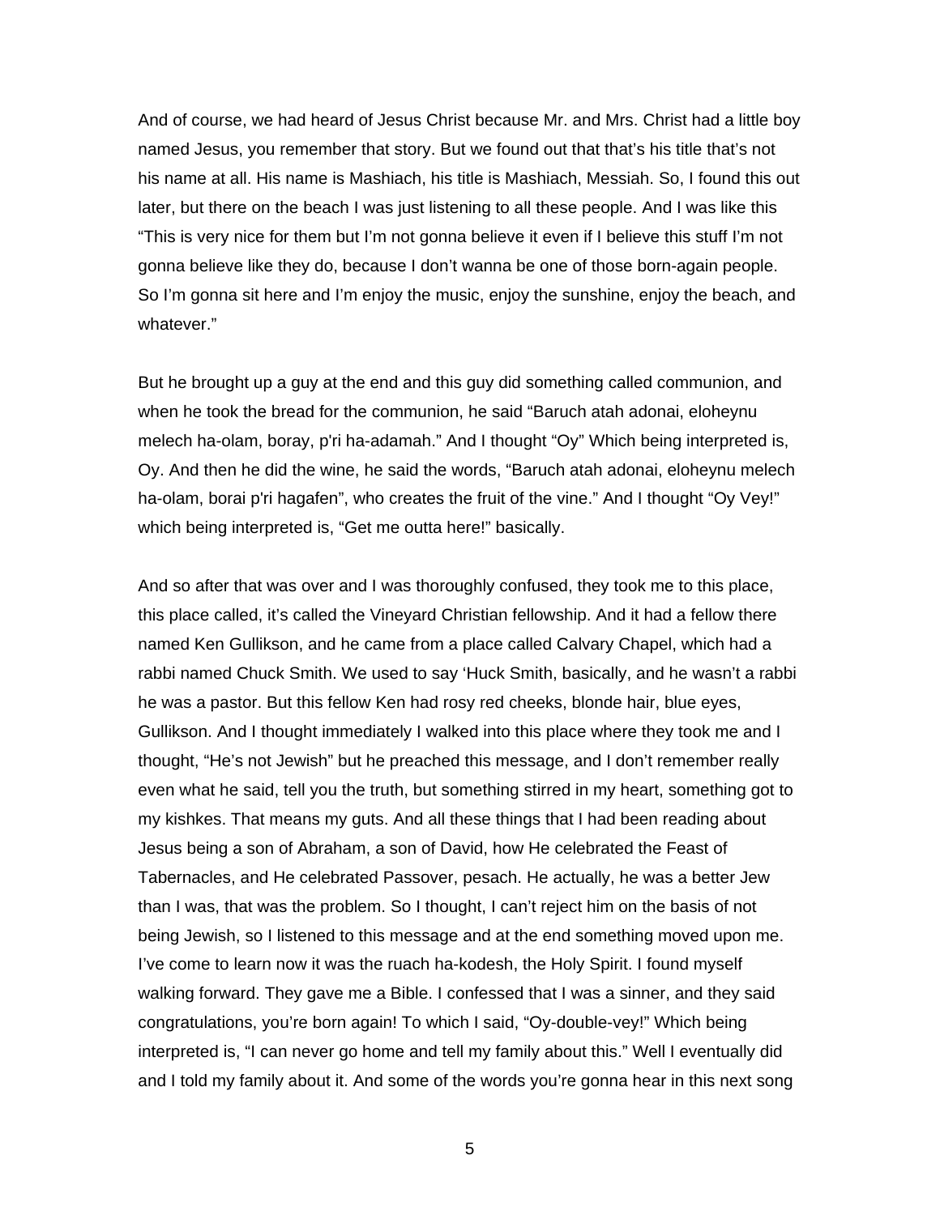And of course, we had heard of Jesus Christ because Mr. and Mrs. Christ had a little boy named Jesus, you remember that story. But we found out that that's his title that's not his name at all. His name is Mashiach, his title is Mashiach, Messiah. So, I found this out later, but there on the beach I was just listening to all these people. And I was like this "This is very nice for them but I'm not gonna believe it even if I believe this stuff I'm not gonna believe like they do, because I don't wanna be one of those born-again people. So I'm gonna sit here and I'm enjoy the music, enjoy the sunshine, enjoy the beach, and whatever."

But he brought up a guy at the end and this guy did something called communion, and when he took the bread for the communion, he said "Baruch atah adonai, eloheynu melech ha-olam, boray, p'ri ha-adamah." And I thought "Oy" Which being interpreted is, Oy. And then he did the wine, he said the words, "Baruch atah adonai, eloheynu melech ha-olam, borai p'ri hagafen", who creates the fruit of the vine." And I thought "Oy Vey!" which being interpreted is, "Get me outta here!" basically.

And so after that was over and I was thoroughly confused, they took me to this place, this place called, it's called the Vineyard Christian fellowship. And it had a fellow there named Ken Gullikson, and he came from a place called Calvary Chapel, which had a rabbi named Chuck Smith. We used to say 'Huck Smith, basically, and he wasn't a rabbi he was a pastor. But this fellow Ken had rosy red cheeks, blonde hair, blue eyes, Gullikson. And I thought immediately I walked into this place where they took me and I thought, "He's not Jewish" but he preached this message, and I don't remember really even what he said, tell you the truth, but something stirred in my heart, something got to my kishkes. That means my guts. And all these things that I had been reading about Jesus being a son of Abraham, a son of David, how He celebrated the Feast of Tabernacles, and He celebrated Passover, pesach. He actually, he was a better Jew than I was, that was the problem. So I thought, I can't reject him on the basis of not being Jewish, so I listened to this message and at the end something moved upon me. I've come to learn now it was the ruach ha-kodesh, the Holy Spirit. I found myself walking forward. They gave me a Bible. I confessed that I was a sinner, and they said congratulations, you're born again! To which I said, "Oy-double-vey!" Which being interpreted is, "I can never go home and tell my family about this." Well I eventually did and I told my family about it. And some of the words you're gonna hear in this next song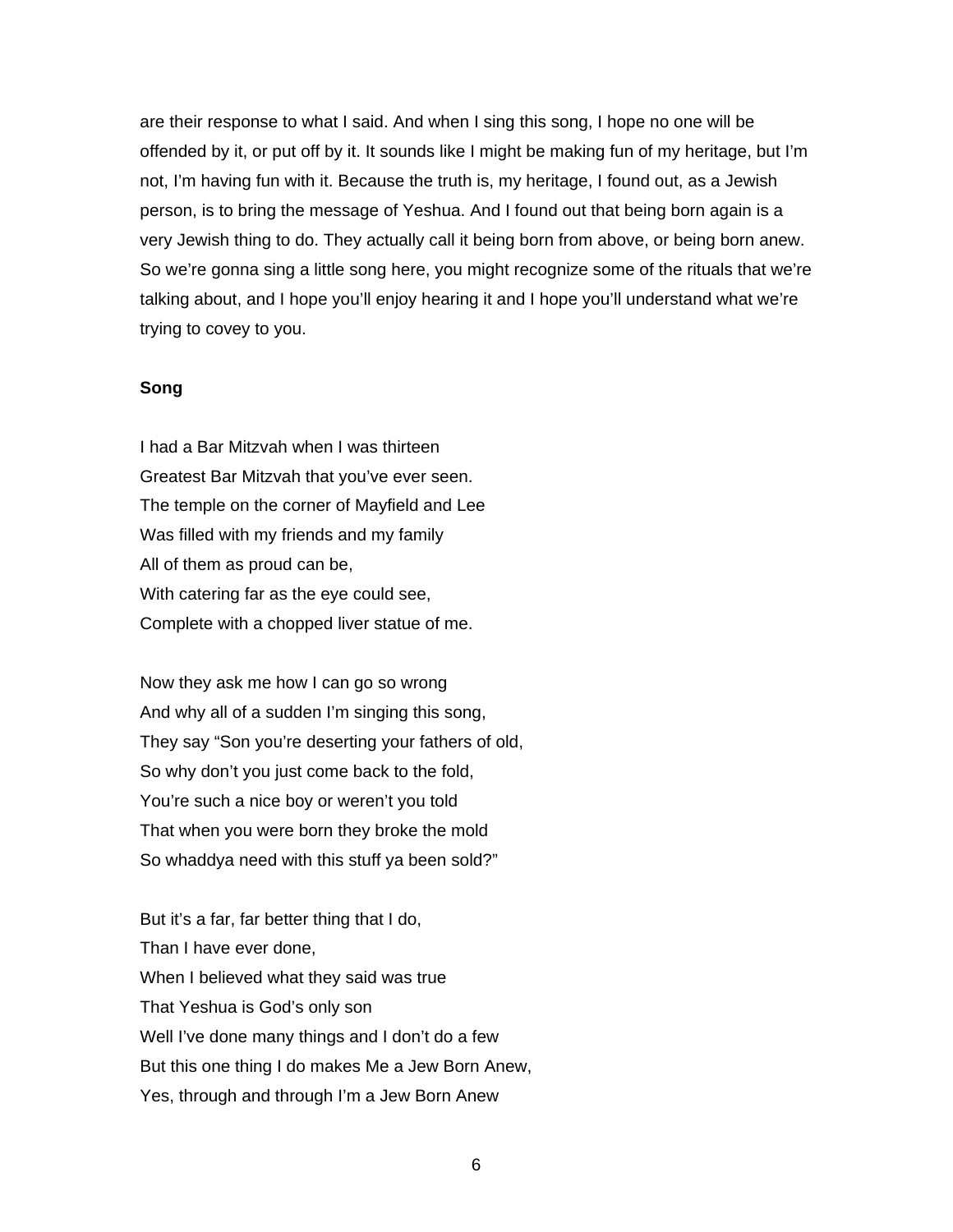are their response to what I said. And when I sing this song, I hope no one will be offended by it, or put off by it. It sounds like I might be making fun of my heritage, but I'm not, I'm having fun with it. Because the truth is, my heritage, I found out, as a Jewish person, is to bring the message of Yeshua. And I found out that being born again is a very Jewish thing to do. They actually call it being born from above, or being born anew. So we're gonna sing a little song here, you might recognize some of the rituals that we're talking about, and I hope you'll enjoy hearing it and I hope you'll understand what we're trying to covey to you.

**Song**

I had a Bar Mitzvah when I was thirteen  
Greatest Bar Mitzvah that you've ever seen.  
The temple on the corner of Mayfield and Lee  
Was filled with my friends and my family  
All of them as proud can be,  
With catering far as the eye could see,  
Complete with a chopped liver statue of me.

Now they ask me how I can go so wrong  
And why all of a sudden I'm singing this song,  
They say "Son you're deserting your fathers of old,  
So why don't you just come back to the fold,  
You're such a nice boy or weren't you told  
That when you were born they broke the mold  
So whaddya need with this stuff ya been sold?"

But it's a far, far better thing that I do,  
Than I have ever done,  
When I believed what they said was true  
That Yeshua is God's only son  
Well I've done many things and I don't do a few  
But this one thing I do makes Me a Jew Born Anew,  
Yes, through and through I'm a Jew Born Anew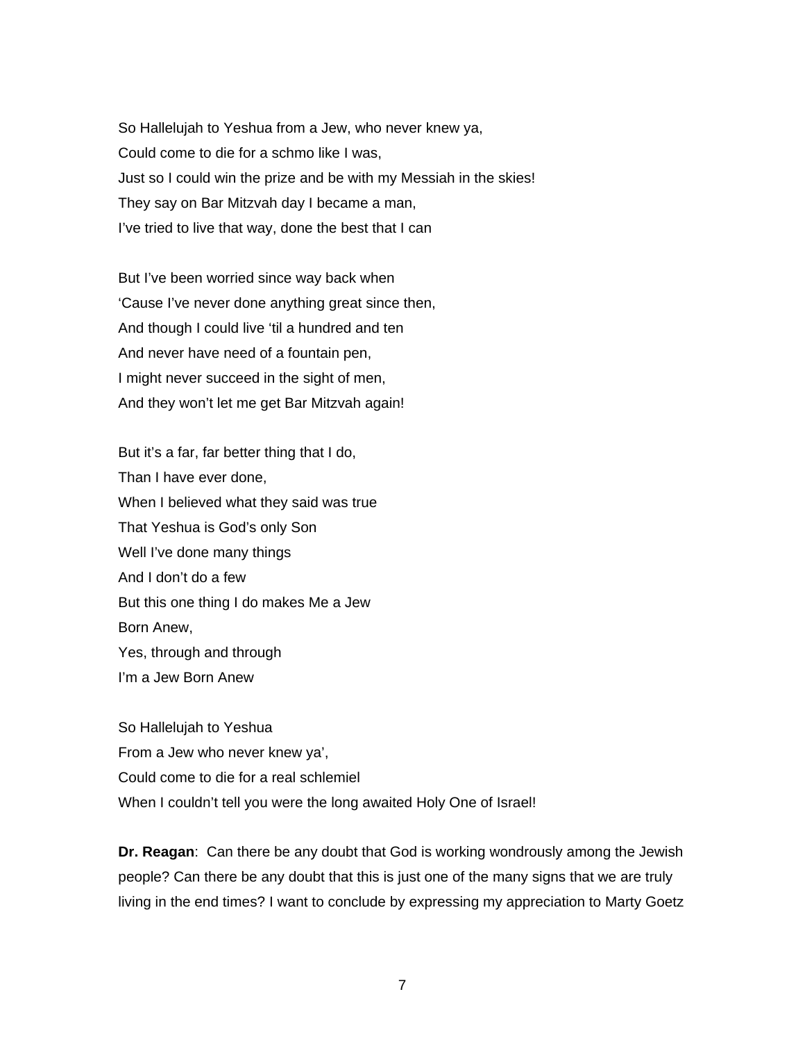So Hallelujah to Yeshua from a Jew, who never knew ya,
Could come to die for a schmo like I was,
Just so I could win the prize and be with my Messiah in the skies!
They say on Bar Mitzvah day I became a man,
I've tried to live that way, done the best that I can

But I've been worried since way back when
'Cause I've never done anything great since then,
And though I could live 'til a hundred and ten
And never have need of a fountain pen,
I might never succeed in the sight of men,
And they won't let me get Bar Mitzvah again!

But it's a far, far better thing that I do,
Than I have ever done,
When I believed what they said was true
That Yeshua is God's only Son
Well I've done many things
And I don't do a few
But this one thing I do makes Me a Jew
Born Anew,
Yes, through and through
I'm a Jew Born Anew

So Hallelujah to Yeshua
From a Jew who never knew ya',
Could come to die for a real schlemiel
When I couldn't tell you were the long awaited Holy One of Israel!

**Dr. Reagan**: Can there be any doubt that God is working wondrously among the Jewish people? Can there be any doubt that this is just one of the many signs that we are truly living in the end times? I want to conclude by expressing my appreciation to Marty Goetz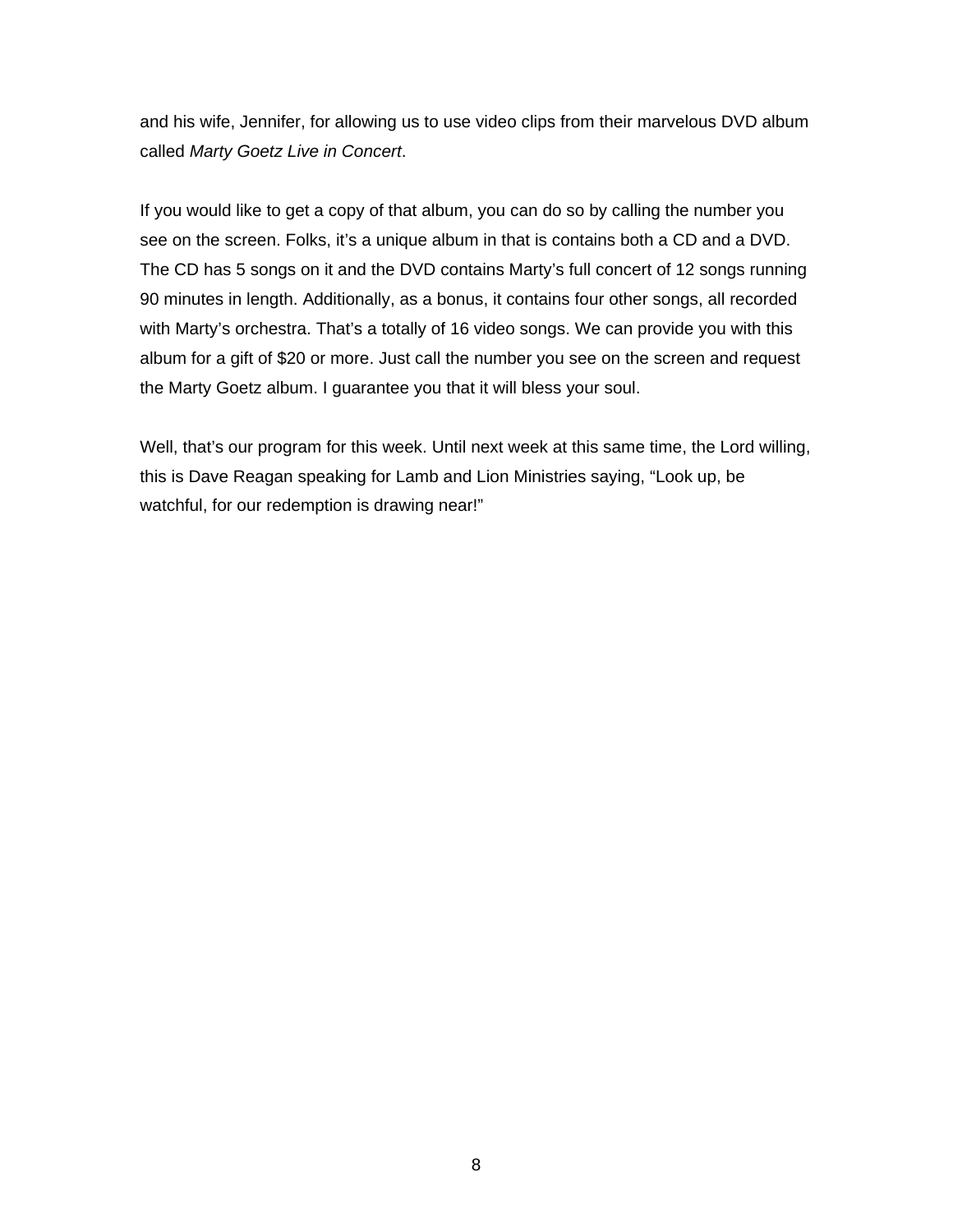and his wife, Jennifer, for allowing us to use video clips from their marvelous DVD album called *Marty Goetz Live in Concert*.

If you would like to get a copy of that album, you can do so by calling the number you see on the screen. Folks, it's a unique album in that is contains both a CD and a DVD. The CD has 5 songs on it and the DVD contains Marty's full concert of 12 songs running 90 minutes in length. Additionally, as a bonus, it contains four other songs, all recorded with Marty's orchestra. That's a totally of 16 video songs. We can provide you with this album for a gift of $20 or more. Just call the number you see on the screen and request the Marty Goetz album. I guarantee you that it will bless your soul.

Well, that's our program for this week. Until next week at this same time, the Lord willing, this is Dave Reagan speaking for Lamb and Lion Ministries saying, "Look up, be watchful, for our redemption is drawing near!"